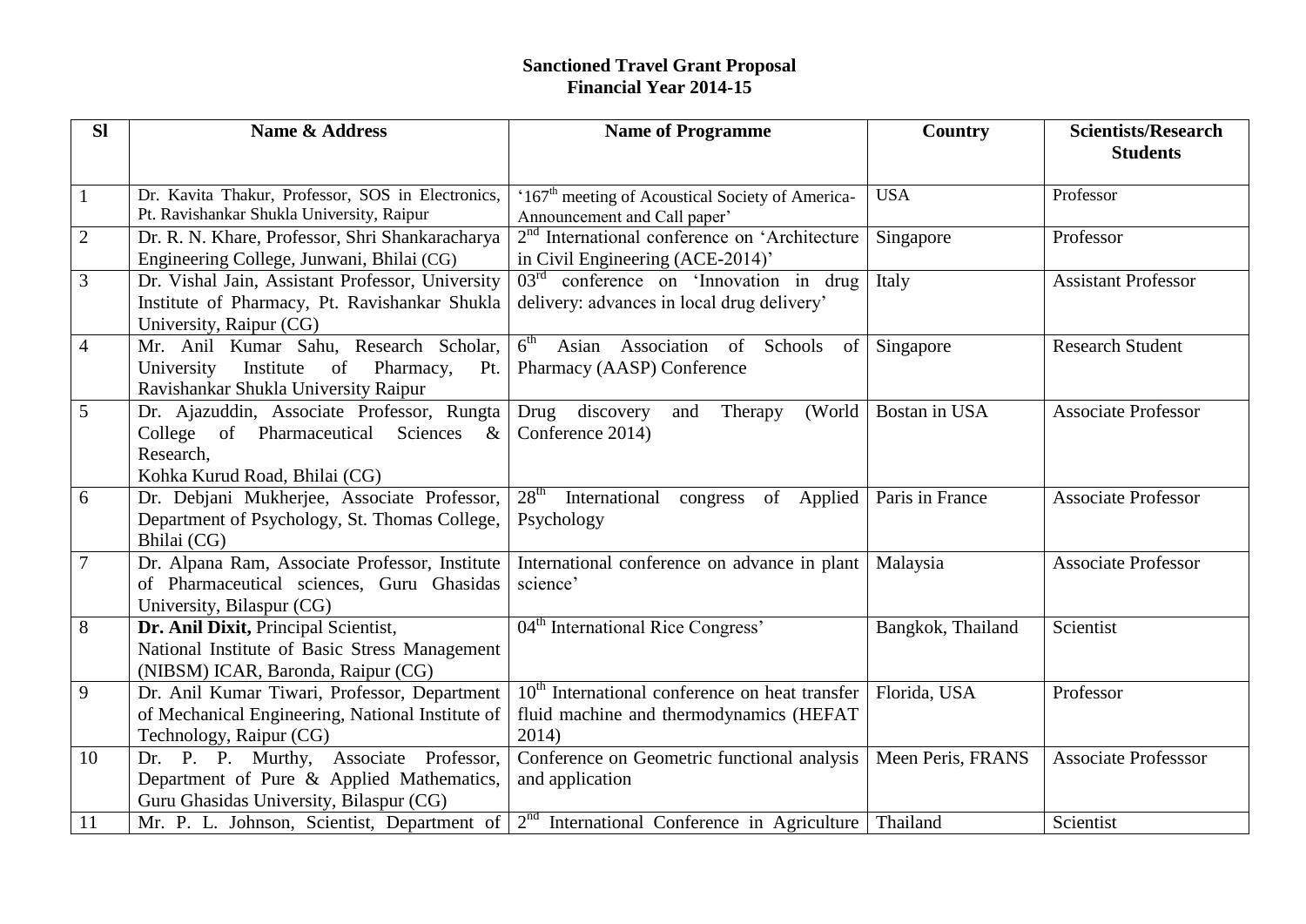## Sanctioned Travel Grant Proposal
## Financial Year 2014-15

| Sl | Name & Address | Name of Programme | Country | Scientists/Research Students |
|---|---|---|---|---|
| 1 | Dr. Kavita Thakur, Professor, SOS in Electronics, Pt. Ravishankar Shukla University, Raipur | '167th meeting of Acoustical Society of America-Announcement and Call paper' | USA | Professor |
| 2 | Dr. R. N. Khare, Professor, Shri Shankaracharya Engineering College, Junwani, Bhilai (CG) | 2nd International conference on 'Architecture in Civil Engineering (ACE-2014)' | Singapore | Professor |
| 3 | Dr. Vishal Jain, Assistant Professor, University Institute of Pharmacy, Pt. Ravishankar Shukla University, Raipur (CG) | 03rd conference on 'Innovation in drug delivery: advances in local drug delivery' | Italy | Assistant Professor |
| 4 | Mr. Anil Kumar Sahu, Research Scholar, University Institute of Pharmacy, Pt. Ravishankar Shukla University Raipur | 6th Asian Association of Schools of Pharmacy (AASP) Conference | Singapore | Research Student |
| 5 | Dr. Ajazuddin, Associate Professor, Rungta College of Pharmaceutical Sciences & Research, Kohka Kurud Road, Bhilai (CG) | Drug discovery and Therapy (World Conference 2014) | Bostan in USA | Associate Professor |
| 6 | Dr. Debjani Mukherjee, Associate Professor, Department of Psychology, St. Thomas College, Bhilai (CG) | 28th International congress of Applied Psychology | Paris in France | Associate Professor |
| 7 | Dr. Alpana Ram, Associate Professor, Institute of Pharmaceutical sciences, Guru Ghasidas University, Bilaspur (CG) | International conference on advance in plant science' | Malaysia | Associate Professor |
| 8 | **Dr. Anil Dixit,** Principal Scientist, National Institute of Basic Stress Management (NIBSM) ICAR, Baronda, Raipur (CG) | 04th International Rice Congress' | Bangkok, Thailand | Scientist |
| 9 | Dr. Anil Kumar Tiwari, Professor, Department of Mechanical Engineering, National Institute of Technology, Raipur (CG) | 10th International conference on heat transfer fluid machine and thermodynamics (HEFAT 2014) | Florida, USA | Professor |
| 10 | Dr. P. P. Murthy, Associate Professor, Department of Pure & Applied Mathematics, Guru Ghasidas University, Bilaspur (CG) | Conference on Geometric functional analysis and application | Meen Peris, FRANS | Associate Professsor |
| 11 | Mr. P. L. Johnson, Scientist, Department of | 2nd International Conference in Agriculture | Thailand | Scientist |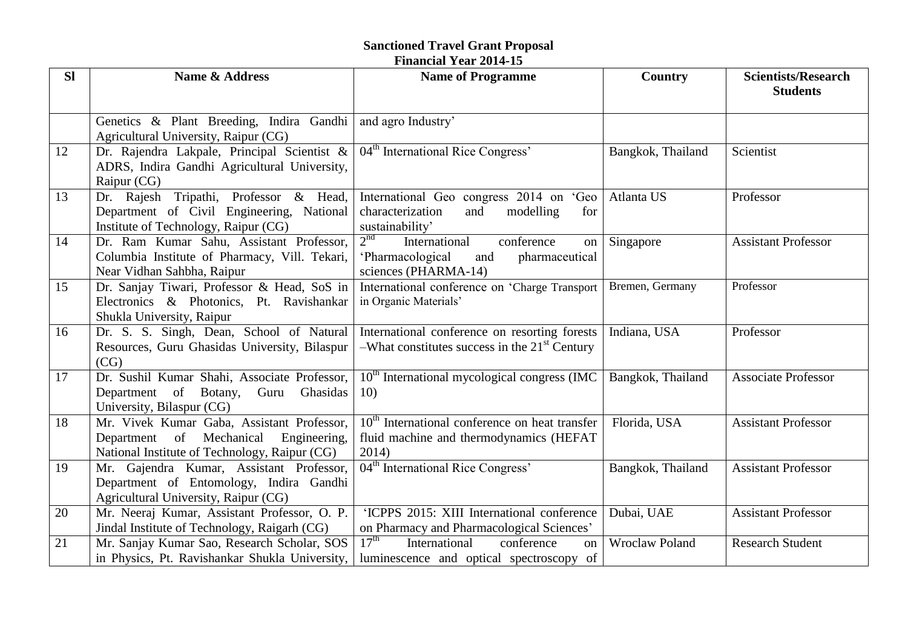**Sanctioned Travel Grant Proposal**
**Financial Year 2014-15**

| Sl | Name & Address | Name of Programme | Country | Scientists/Research Students |
|---|---|---|---|---|
| | Genetics & Plant Breeding, Indira Gandhi Agricultural University, Raipur (CG) | and agro Industry' | | |
| 12 | Dr. Rajendra Lakpale, Principal Scientist & ADRS, Indira Gandhi Agricultural University, Raipur (CG) | 04th International Rice Congress' | Bangkok, Thailand | Scientist |
| 13 | Dr. Rajesh Tripathi, Professor & Head, Department of Civil Engineering, National Institute of Technology, Raipur (CG) | International Geo congress 2014 on 'Geo characterization and modelling for sustainability' | Atlanta US | Professor |
| 14 | Dr. Ram Kumar Sahu, Assistant Professor, Columbia Institute of Pharmacy, Vill. Tekari, Near Vidhan Sahbha, Raipur | 2nd International conference on 'Pharmacological and pharmaceutical sciences (PHARMA-14) | Singapore | Assistant Professor |
| 15 | Dr. Sanjay Tiwari, Professor & Head, SoS in Electronics & Photonics, Pt. Ravishankar Shukla University, Raipur | International conference on 'Charge Transport in Organic Materials' | Bremen, Germany | Professor |
| 16 | Dr. S. S. Singh, Dean, School of Natural Resources, Guru Ghasidas University, Bilaspur (CG) | International conference on resorting forests –What constitutes success in the 21st Century | Indiana, USA | Professor |
| 17 | Dr. Sushil Kumar Shahi, Associate Professor, Department of Botany, Guru Ghasidas University, Bilaspur (CG) | 10th International mycological congress (IMC 10) | Bangkok, Thailand | Associate Professor |
| 18 | Mr. Vivek Kumar Gaba, Assistant Professor, Department of Mechanical Engineering, National Institute of Technology, Raipur (CG) | 10th International conference on heat transfer fluid machine and thermodynamics (HEFAT 2014) | Florida, USA | Assistant Professor |
| 19 | Mr. Gajendra Kumar, Assistant Professor, Department of Entomology, Indira Gandhi Agricultural University, Raipur (CG) | 04th International Rice Congress' | Bangkok, Thailand | Assistant Professor |
| 20 | Mr. Neeraj Kumar, Assistant Professor, O. P. Jindal Institute of Technology, Raigarh (CG) | 'ICPPS 2015: XIII International conference on Pharmacy and Pharmacological Sciences' | Dubai, UAE | Assistant Professor |
| 21 | Mr. Sanjay Kumar Sao, Research Scholar, SOS in Physics, Pt. Ravishankar Shukla University, | 17th International conference on luminescence and optical spectroscopy of | Wroclaw Poland | Research Student |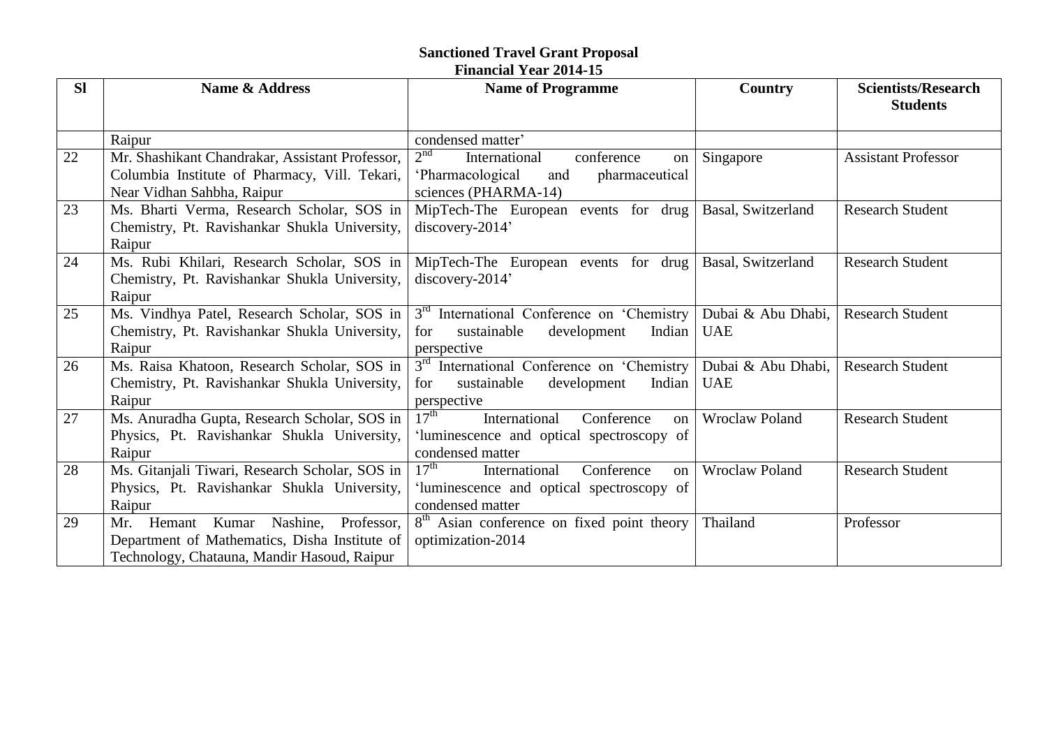**Sanctioned Travel Grant Proposal**
**Financial Year 2014-15**

| Sl | Name & Address | Name of Programme | Country | Scientists/Research Students |
|---|---|---|---|---|
| | Raipur | condensed matter' | | |
| 22 | Mr. Shashikant Chandrakar, Assistant Professor, Columbia Institute of Pharmacy, Vill. Tekari, Near Vidhan Sahbha, Raipur | 2nd International conference on 'Pharmacological and pharmaceutical sciences (PHARMA-14) | Singapore | Assistant Professor |
| 23 | Ms. Bharti Verma, Research Scholar, SOS in Chemistry, Pt. Ravishankar Shukla University, Raipur | MipTech-The European events for drug discovery-2014' | Basal, Switzerland | Research Student |
| 24 | Ms. Rubi Khilari, Research Scholar, SOS in Chemistry, Pt. Ravishankar Shukla University, Raipur | MipTech-The European events for drug discovery-2014' | Basal, Switzerland | Research Student |
| 25 | Ms. Vindhya Patel, Research Scholar, SOS in Chemistry, Pt. Ravishankar Shukla University, Raipur | 3rd International Conference on 'Chemistry for sustainable development Indian perspective | Dubai & Abu Dhabi, UAE | Research Student |
| 26 | Ms. Raisa Khatoon, Research Scholar, SOS in Chemistry, Pt. Ravishankar Shukla University, Raipur | 3rd International Conference on 'Chemistry for sustainable development Indian perspective | Dubai & Abu Dhabi, UAE | Research Student |
| 27 | Ms. Anuradha Gupta, Research Scholar, SOS in Physics, Pt. Ravishankar Shukla University, Raipur | 17th International Conference on 'luminescence and optical spectroscopy of condensed matter | Wroclaw Poland | Research Student |
| 28 | Ms. Gitanjali Tiwari, Research Scholar, SOS in Physics, Pt. Ravishankar Shukla University, Raipur | 17th International Conference on 'luminescence and optical spectroscopy of condensed matter | Wroclaw Poland | Research Student |
| 29 | Mr. Hemant Kumar Nashine, Professor, Department of Mathematics, Disha Institute of Technology, Chatauna, Mandir Hasoud, Raipur | 8th Asian conference on fixed point theory optimization-2014 | Thailand | Professor |